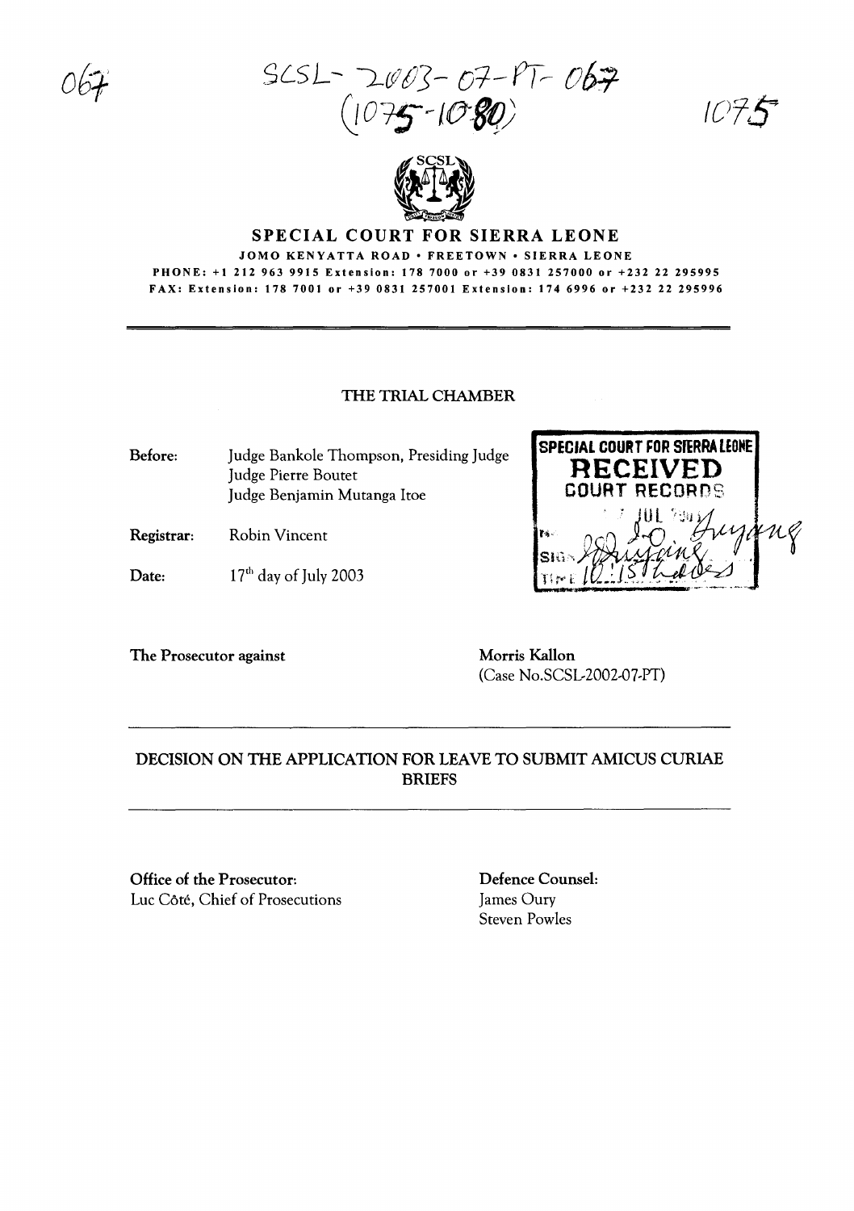067

SCSL-2003-07-PT-067
(1075-1080)

1075

# SPECIAL COURT FOR SIERRA LEONE

JOMO KENYATTA ROAD • FREETOWN • SIERRA LEONE

PHONE: +1 212 963 9915 Extension: 178 7000 or +39 0831 257000 or +232 22 295995

FAX: Extension: 178 7001 or +39 0831 257001 Extension: 174 6996 or +232 22 295996

---

## THE TRIAL CHAMBER

**Before:** Judge Bankole Thompson, Presiding Judge
Judge Pierre Boutet
Judge Benjamin Mutanga Itoe

**Registrar:** Robin Vincent

**Date:** 17th day of July 2003

SPECIAL COURT FOR SIERRA LEONE
RECEIVED
COURT RECORDS

**The Prosecutor against** **Morris Kallon**
(Case No.SCSL-2002-07-PT)

---

## DECISION ON THE APPLICATION FOR LEAVE TO SUBMIT AMICUS CURIAE BRIEFS

---

**Office of the Prosecutor:**
Luc Côté, Chief of Prosecutions

**Defence Counsel:**
James Oury
Steven Powles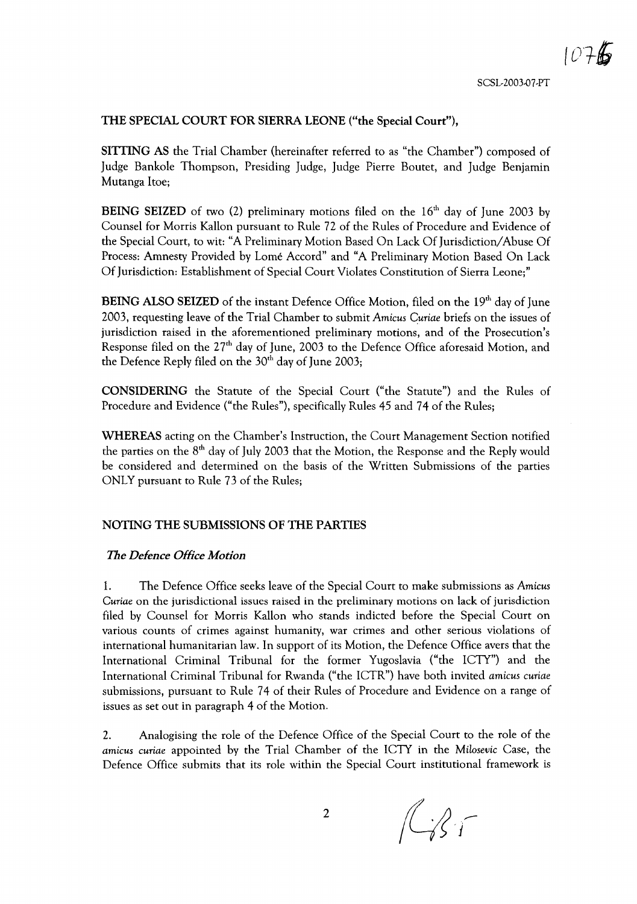THE SPECIAL COURT FOR SIERRA LEONE ("the Special Court"),

**SITTING AS** the Trial Chamber (hereinafter referred to as "the Chamber") composed of Judge Bankole Thompson, Presiding Judge, Judge Pierre Boutet, and Judge Benjamin Mutanga Itoe;

**BEING SEIZED** of two (2) preliminary motions filed on the 16th day of June 2003 by Counsel for Morris Kallon pursuant to Rule 72 of the Rules of Procedure and Evidence of the Special Court, to wit: "A Preliminary Motion Based On Lack Of Jurisdiction/Abuse Of Process: Amnesty Provided by Lomé Accord" and "A Preliminary Motion Based On Lack Of Jurisdiction: Establishment of Special Court Violates Constitution of Sierra Leone;"

**BEING ALSO SEIZED** of the instant Defence Office Motion, filed on the 19th day of June 2003, requesting leave of the Trial Chamber to submit *Amicus Curiae* briefs on the issues of jurisdiction raised in the aforementioned preliminary motions, and of the Prosecution's Response filed on the 27th day of June, 2003 to the Defence Office aforesaid Motion, and the Defence Reply filed on the 30th day of June 2003;

**CONSIDERING** the Statute of the Special Court ("the Statute") and the Rules of Procedure and Evidence ("the Rules"), specifically Rules 45 and 74 of the Rules;

**WHEREAS** acting on the Chamber's Instruction, the Court Management Section notified the parties on the 8th day of July 2003 that the Motion, the Response and the Reply would be considered and determined on the basis of the Written Submissions of the parties ONLY pursuant to Rule 73 of the Rules;

## NOTING THE SUBMISSIONS OF THE PARTIES

### *The Defence Office Motion*

1. The Defence Office seeks leave of the Special Court to make submissions as *Amicus Curiae* on the jurisdictional issues raised in the preliminary motions on lack of jurisdiction filed by Counsel for Morris Kallon who stands indicted before the Special Court on various counts of crimes against humanity, war crimes and other serious violations of international humanitarian law. In support of its Motion, the Defence Office avers that the International Criminal Tribunal for the former Yugoslavia ("the ICTY") and the International Criminal Tribunal for Rwanda ("the ICTR") have both invited *amicus curiae* submissions, pursuant to Rule 74 of their Rules of Procedure and Evidence on a range of issues as set out in paragraph 4 of the Motion.

2. Analogising the role of the Defence Office of the Special Court to the role of the *amicus curiae* appointed by the Trial Chamber of the ICTY in the *Milosevic* Case, the Defence Office submits that its role within the Special Court institutional framework is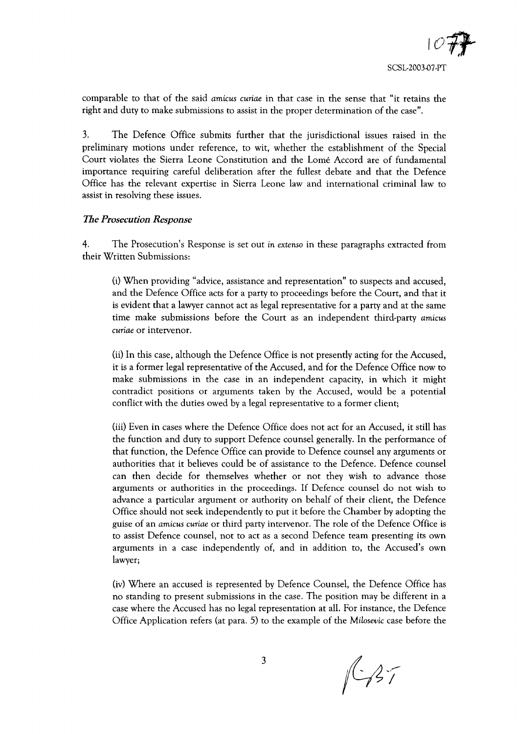comparable to that of the said *amicus curiae* in that case in the sense that "it retains the right and duty to make submissions to assist in the proper determination of the case".

3. The Defence Office submits further that the jurisdictional issues raised in the preliminary motions under reference, to wit, whether the establishment of the Special Court violates the Sierra Leone Constitution and the Lomé Accord are of fundamental importance requiring careful deliberation after the fullest debate and that the Defence Office has the relevant expertise in Sierra Leone law and international criminal law to assist in resolving these issues.

### *The Prosecution Response*

4. The Prosecution's Response is set out *in extenso* in these paragraphs extracted from their Written Submissions:

> (i) When providing "advice, assistance and representation" to suspects and accused, and the Defence Office acts for a party to proceedings before the Court, and that it is evident that a lawyer cannot act as legal representative for a party and at the same time make submissions before the Court as an independent third-party *amicus curiae* or intervenor.
>
> (ii) In this case, although the Defence Office is not presently acting for the Accused, it is a former legal representative of the Accused, and for the Defence Office now to make submissions in the case in an independent capacity, in which it might contradict positions or arguments taken by the Accused, would be a potential conflict with the duties owed by a legal representative to a former client;
>
> (iii) Even in cases where the Defence Office does not act for an Accused, it still has the function and duty to support Defence counsel generally. In the performance of that function, the Defence Office can provide to Defence counsel any arguments or authorities that it believes could be of assistance to the Defence. Defence counsel can then decide for themselves whether or not they wish to advance those arguments or authorities in the proceedings. If Defence counsel do not wish to advance a particular argument or authority on behalf of their client, the Defence Office should not seek independently to put it before the Chamber by adopting the guise of an *amicus curiae* or third party intervenor. The role of the Defence Office is to assist Defence counsel, not to act as a second Defence team presenting its own arguments in a case independently of, and in addition to, the Accused's own lawyer;
>
> (iv) Where an accused is represented by Defence Counsel, the Defence Office has no standing to present submissions in the case. The position may be different in a case where the Accused has no legal representation at all. For instance, the Defence Office Application refers (at para. 5) to the example of the *Milosevic* case before the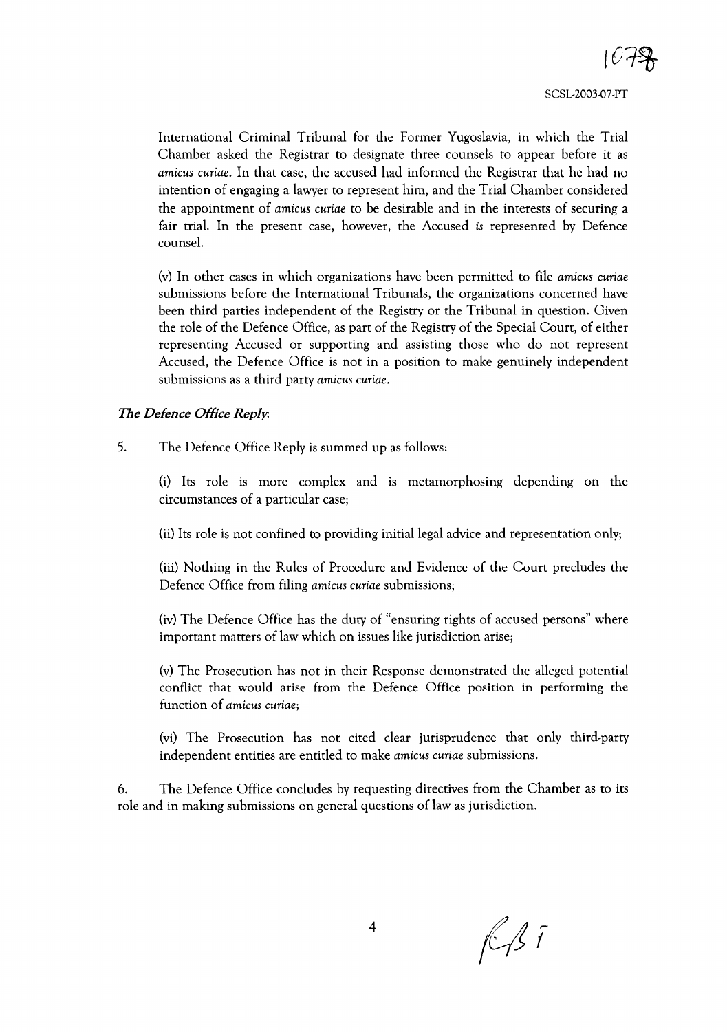International Criminal Tribunal for the Former Yugoslavia, in which the Trial Chamber asked the Registrar to designate three counsels to appear before it as *amicus curiae*. In that case, the accused had informed the Registrar that he had no intention of engaging a lawyer to represent him, and the Trial Chamber considered the appointment of *amicus curiae* to be desirable and in the interests of securing a fair trial. In the present case, however, the Accused *is* represented by Defence counsel.

(v) In other cases in which organizations have been permitted to file *amicus curiae* submissions before the International Tribunals, the organizations concerned have been third parties independent of the Registry or the Tribunal in question. Given the role of the Defence Office, as part of the Registry of the Special Court, of either representing Accused or supporting and assisting those who do not represent Accused, the Defence Office is not in a position to make genuinely independent submissions as a third party *amicus curiae*.

***The Defence Office Reply*:**

5. The Defence Office Reply is summed up as follows:

(i) Its role is more complex and is metamorphosing depending on the circumstances of a particular case;

(ii) Its role is not confined to providing initial legal advice and representation only;

(iii) Nothing in the Rules of Procedure and Evidence of the Court precludes the Defence Office from filing *amicus curiae* submissions;

(iv) The Defence Office has the duty of "ensuring rights of accused persons" where important matters of law which on issues like jurisdiction arise;

(v) The Prosecution has not in their Response demonstrated the alleged potential conflict that would arise from the Defence Office position in performing the function of *amicus curiae*;

(vi) The Prosecution has not cited clear jurisprudence that only third-party independent entities are entitled to make *amicus curiae* submissions.

6. The Defence Office concludes by requesting directives from the Chamber as to its role and in making submissions on general questions of law as jurisdiction.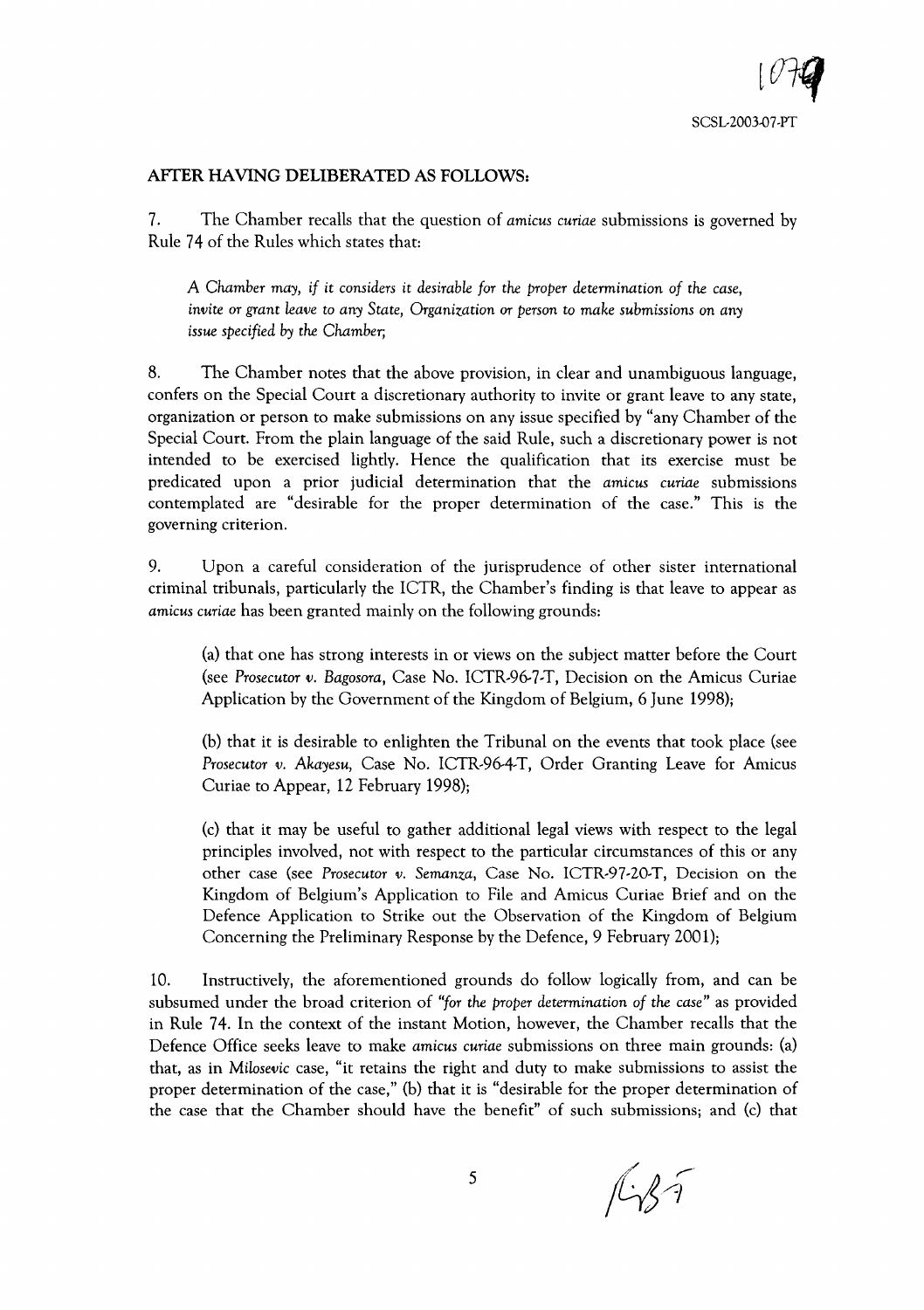**AFTER HAVING DELIBERATED AS FOLLOWS:**

7. The Chamber recalls that the question of *amicus curiae* submissions is governed by Rule 74 of the Rules which states that:

> *A Chamber may, if it considers it desirable for the proper determination of the case, invite or grant leave to any State, Organization or person to make submissions on any issue specified by the Chamber;*

8. The Chamber notes that the above provision, in clear and unambiguous language, confers on the Special Court a discretionary authority to invite or grant leave to any state, organization or person to make submissions on any issue specified by "any Chamber of the Special Court. From the plain language of the said Rule, such a discretionary power is not intended to be exercised lightly. Hence the qualification that its exercise must be predicated upon a prior judicial determination that the *amicus curiae* submissions contemplated are "desirable for the proper determination of the case." This is the governing criterion.

9. Upon a careful consideration of the jurisprudence of other sister international criminal tribunals, particularly the ICTR, the Chamber's finding is that leave to appear as *amicus curiae* has been granted mainly on the following grounds:

> (a) that one has strong interests in or views on the subject matter before the Court (see *Prosecutor v. Bagosora*, Case No. ICTR-96-7-T, Decision on the Amicus Curiae Application by the Government of the Kingdom of Belgium, 6 June 1998);
>
> (b) that it is desirable to enlighten the Tribunal on the events that took place (see *Prosecutor v. Akayesu*, Case No. ICTR-96-4-T, Order Granting Leave for Amicus Curiae to Appear, 12 February 1998);
>
> (c) that it may be useful to gather additional legal views with respect to the legal principles involved, not with respect to the particular circumstances of this or any other case (see *Prosecutor v. Semanza*, Case No. ICTR-97-20-T, Decision on the Kingdom of Belgium's Application to File and Amicus Curiae Brief and on the Defence Application to Strike out the Observation of the Kingdom of Belgium Concerning the Preliminary Response by the Defence, 9 February 2001);

10. Instructively, the aforementioned grounds do follow logically from, and can be subsumed under the broad criterion of *"for the proper determination of the case"* as provided in Rule 74. In the context of the instant Motion, however, the Chamber recalls that the Defence Office seeks leave to make *amicus curiae* submissions on three main grounds: (a) that, as in *Milosevic* case, "it retains the right and duty to make submissions to assist the proper determination of the case," (b) that it is "desirable for the proper determination of the case that the Chamber should have the benefit" of such submissions; and (c) that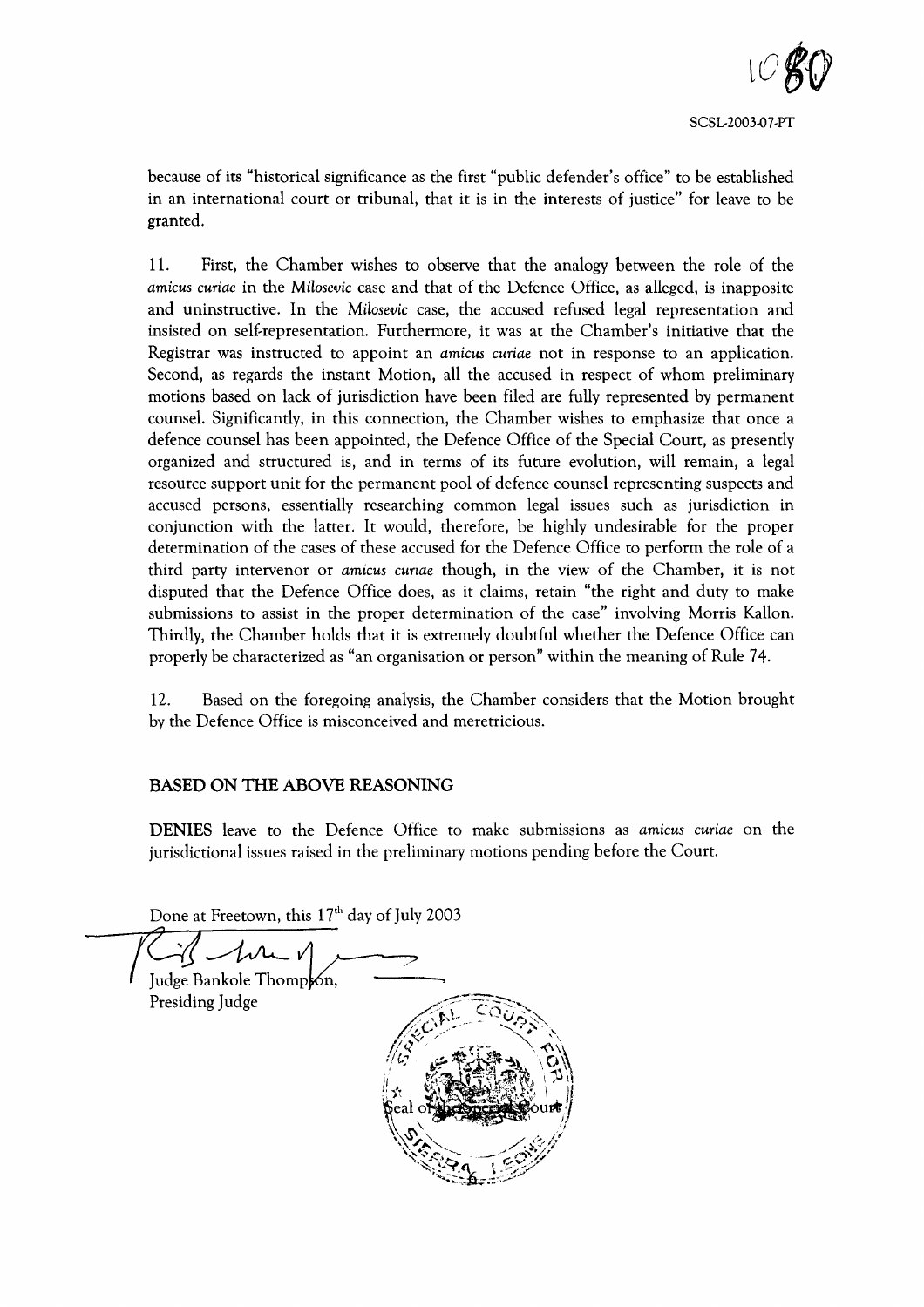because of its "historical significance as the first "public defender's office" to be established in an international court or tribunal, that it is in the interests of justice" for leave to be granted.

11. First, the Chamber wishes to observe that the analogy between the role of the *amicus curiae* in the *Milosevic* case and that of the Defence Office, as alleged, is inapposite and uninstructive. In the *Milosevic* case, the accused refused legal representation and insisted on self-representation. Furthermore, it was at the Chamber's initiative that the Registrar was instructed to appoint an *amicus curiae* not in response to an application. Second, as regards the instant Motion, all the accused in respect of whom preliminary motions based on lack of jurisdiction have been filed are fully represented by permanent counsel. Significantly, in this connection, the Chamber wishes to emphasize that once a defence counsel has been appointed, the Defence Office of the Special Court, as presently organized and structured is, and in terms of its future evolution, will remain, a legal resource support unit for the permanent pool of defence counsel representing suspects and accused persons, essentially researching common legal issues such as jurisdiction in conjunction with the latter. It would, therefore, be highly undesirable for the proper determination of the cases of these accused for the Defence Office to perform the role of a third party intervenor or *amicus curiae* though, in the view of the Chamber, it is not disputed that the Defence Office does, as it claims, retain "the right and duty to make submissions to assist in the proper determination of the case" involving Morris Kallon. Thirdly, the Chamber holds that it is extremely doubtful whether the Defence Office can properly be characterized as "an organisation or person" within the meaning of Rule 74.

12. Based on the foregoing analysis, the Chamber considers that the Motion brought by the Defence Office is misconceived and meretricious.

**BASED ON THE ABOVE REASONING**

**DENIES** leave to the Defence Office to make submissions as *amicus curiae* on the jurisdictional issues raised in the preliminary motions pending before the Court.

Done at Freetown, this 17th day of July 2003

Judge Bankole Thompson,
Presiding Judge

Seal of the Special Court